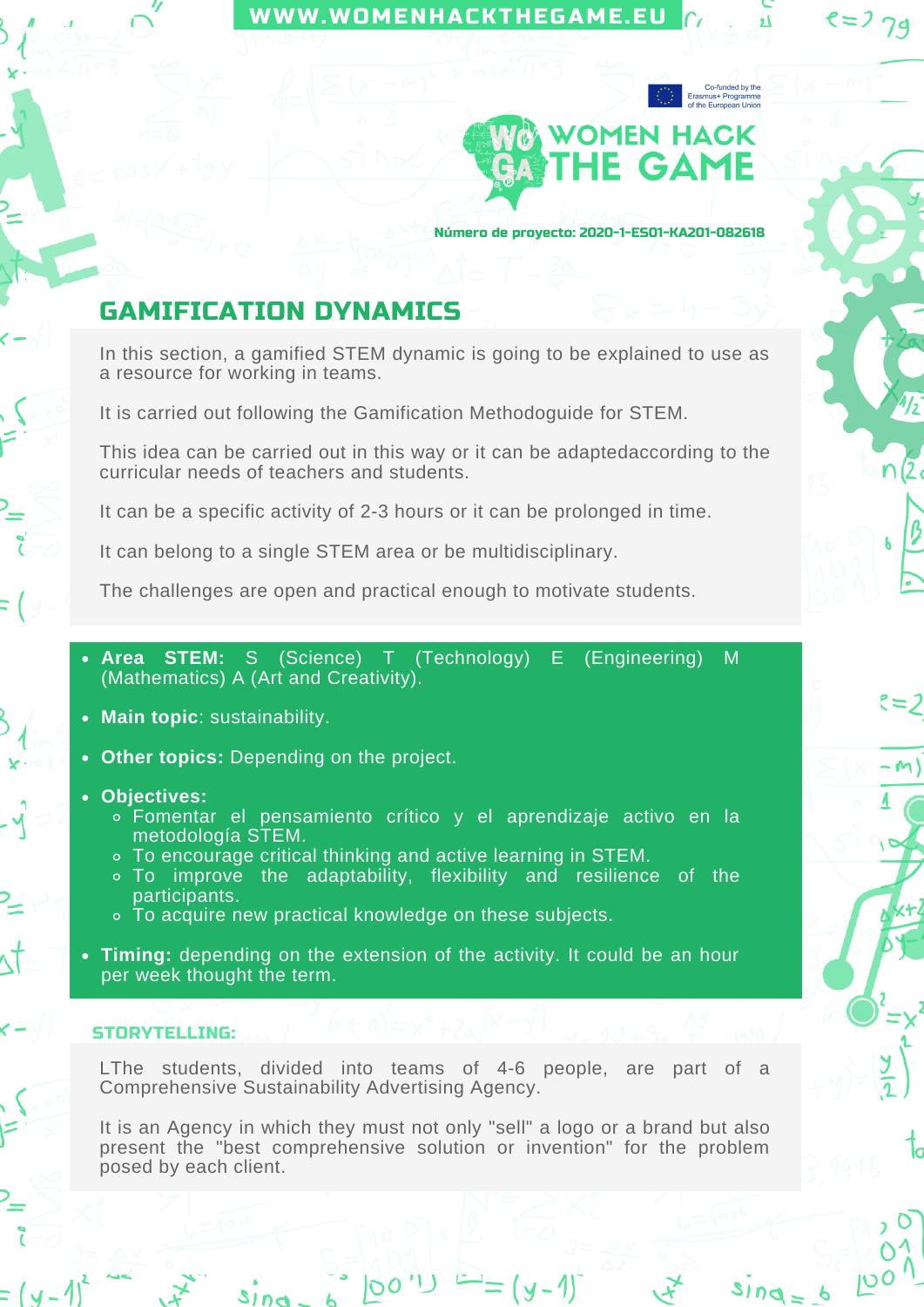WWW.WOMENHACKTHEGAME.EU

Co-funded by the Erasmus+ Programme of the European Union

WOMEN HACK THE GAME

Número de proyecto: 2020-1-ES01-KA201-082618

## GAMIFICATION DYNAMICS

In this section, a gamified STEM dynamic is going to be explained to use as a resource for working in teams.

It is carried out following the Gamification Methodoguide for STEM.

This idea can be carried out in this way or it can be adaptedaccording to the curricular needs of teachers and students.

It can be a specific activity of 2-3 hours or it can be prolonged in time.

It can belong to a single STEM area or be multidisciplinary.

The challenges are open and practical enough to motivate students.

- **Area STEM:** S (Science) T (Technology) E (Engineering) M (Mathematics) A (Art and Creativity).
- **Main topic**: sustainability.
- **Other topics:** Depending on the project.
- **Objectives:**
  - Fomentar el pensamiento crítico y el aprendizaje activo en la metodología STEM.
  - To encourage critical thinking and active learning in STEM.
  - To improve the adaptability, flexibility and resilience of the participants.
  - To acquire new practical knowledge on these subjects.
- **Timing:** depending on the extension of the activity. It could be an hour per week thought the term.

### STORYTELLING:

LThe students, divided into teams of 4-6 people, are part of a Comprehensive Sustainability Advertising Agency.

It is an Agency in which they must not only "sell" a logo or a brand but also present the "best comprehensive solution or invention" for the problem posed by each client.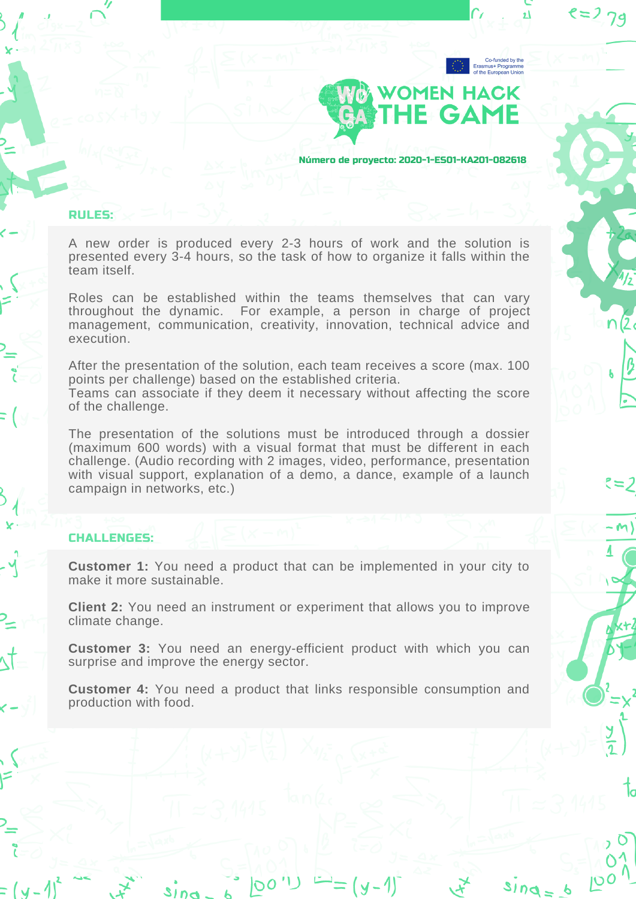Co-funded by the Erasmus+ Programme of the European Union

# WOMEN HACK THE GAME

**Número de proyecto: 2020-1-ES01-KA201-082618**

## RULES:

A new order is produced every 2-3 hours of work and the solution is presented every 3-4 hours, so the task of how to organize it falls within the team itself.

Roles can be established within the teams themselves that can vary throughout the dynamic. For example, a person in charge of project management, communication, creativity, innovation, technical advice and execution.

After the presentation of the solution, each team receives a score (max. 100 points per challenge) based on the established criteria.
Teams can associate if they deem it necessary without affecting the score of the challenge.

The presentation of the solutions must be introduced through a dossier (maximum 600 words) with a visual format that must be different in each challenge. (Audio recording with 2 images, video, performance, presentation with visual support, explanation of a demo, a dance, example of a launch campaign in networks, etc.)

## CHALLENGES:

**Customer 1:** You need a product that can be implemented in your city to make it more sustainable.

**Client 2:** You need an instrument or experiment that allows you to improve climate change.

**Customer 3:** You need an energy-efficient product with which you can surprise and improve the energy sector.

**Customer 4:** You need a product that links responsible consumption and production with food.